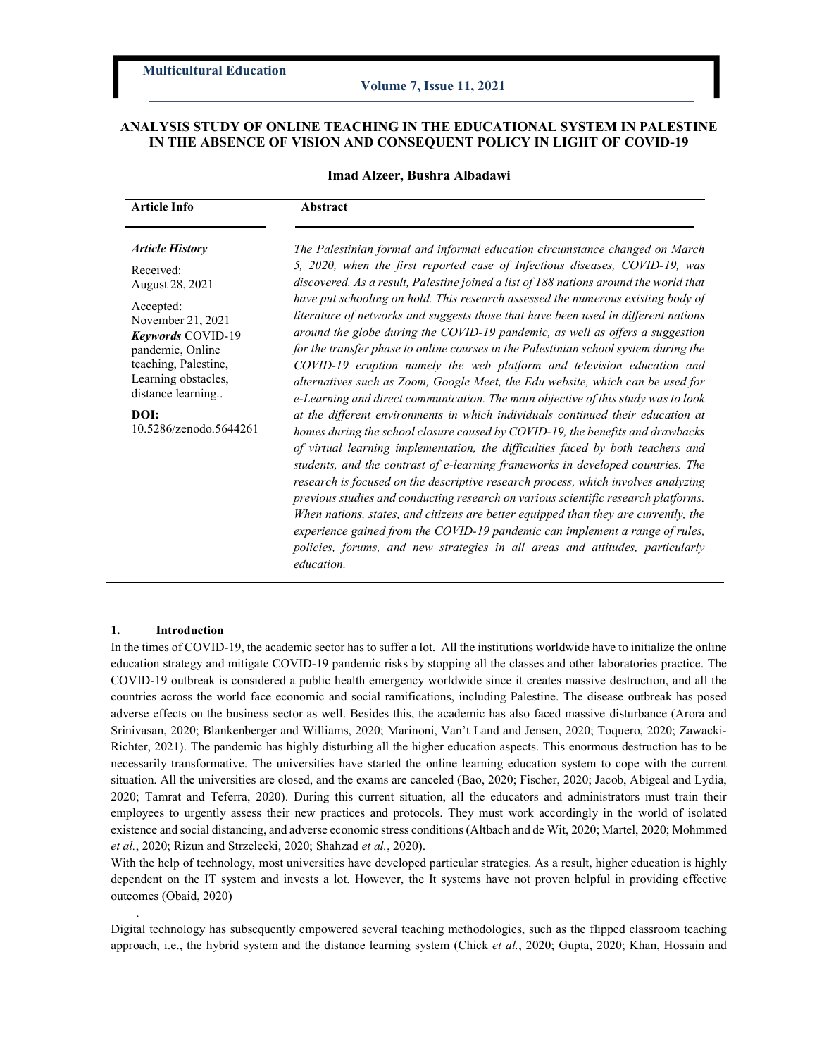# ANALYSIS STUDY OF ONLINE TEACHING IN THE EDUCATIONAL SYSTEM IN PALESTINE IN THE ABSENCE OF VISION AND CONSEQUENT POLICY IN LIGHT OF COVID-19

**Imad Alzeer, Bushra Albadawi**

**Article Info**

***Article History***

Received:
August 28, 2021

Accepted:
November 21, 2021

***Keywords*** COVID-19 pandemic, Online teaching, Palestine, Learning obstacles, distance learning..

**DOI:**
10.5286/zenodo.5644261

**Abstract**

*The Palestinian formal and informal education circumstance changed on March 5, 2020, when the first reported case of Infectious diseases, COVID-19, was discovered. As a result, Palestine joined a list of 188 nations around the world that have put schooling on hold. This research assessed the numerous existing body of literature of networks and suggests those that have been used in different nations around the globe during the COVID-19 pandemic, as well as offers a suggestion for the transfer phase to online courses in the Palestinian school system during the COVID-19 eruption namely the web platform and television education and alternatives such as Zoom, Google Meet, the Edu website, which can be used for e-Learning and direct communication. The main objective of this study was to look at the different environments in which individuals continued their education at homes during the school closure caused by COVID-19, the benefits and drawbacks of virtual learning implementation, the difficulties faced by both teachers and students, and the contrast of e-learning frameworks in developed countries. The research is focused on the descriptive research process, which involves analyzing previous studies and conducting research on various scientific research platforms. When nations, states, and citizens are better equipped than they are currently, the experience gained from the COVID-19 pandemic can implement a range of rules, policies, forums, and new strategies in all areas and attitudes, particularly education.*

## 1. Introduction

In the times of COVID-19, the academic sector has to suffer a lot. All the institutions worldwide have to initialize the online education strategy and mitigate COVID-19 pandemic risks by stopping all the classes and other laboratories practice. The COVID-19 outbreak is considered a public health emergency worldwide since it creates massive destruction, and all the countries across the world face economic and social ramifications, including Palestine. The disease outbreak has posed adverse effects on the business sector as well. Besides this, the academic has also faced massive disturbance (Arora and Srinivasan, 2020; Blankenberger and Williams, 2020; Marinoni, Van't Land and Jensen, 2020; Toquero, 2020; Zawacki-Richter, 2021). The pandemic has highly disturbing all the higher education aspects. This enormous destruction has to be necessarily transformative. The universities have started the online learning education system to cope with the current situation. All the universities are closed, and the exams are canceled (Bao, 2020; Fischer, 2020; Jacob, Abigeal and Lydia, 2020; Tamrat and Teferra, 2020). During this current situation, all the educators and administrators must train their employees to urgently assess their new practices and protocols. They must work accordingly in the world of isolated existence and social distancing, and adverse economic stress conditions (Altbach and de Wit, 2020; Martel, 2020; Mohmmed *et al.*, 2020; Rizun and Strzelecki, 2020; Shahzad *et al.*, 2020).

With the help of technology, most universities have developed particular strategies. As a result, higher education is highly dependent on the IT system and invests a lot. However, the It systems have not proven helpful in providing effective outcomes (Obaid, 2020)

.

Digital technology has subsequently empowered several teaching methodologies, such as the flipped classroom teaching approach, i.e., the hybrid system and the distance learning system (Chick *et al.*, 2020; Gupta, 2020; Khan, Hossain and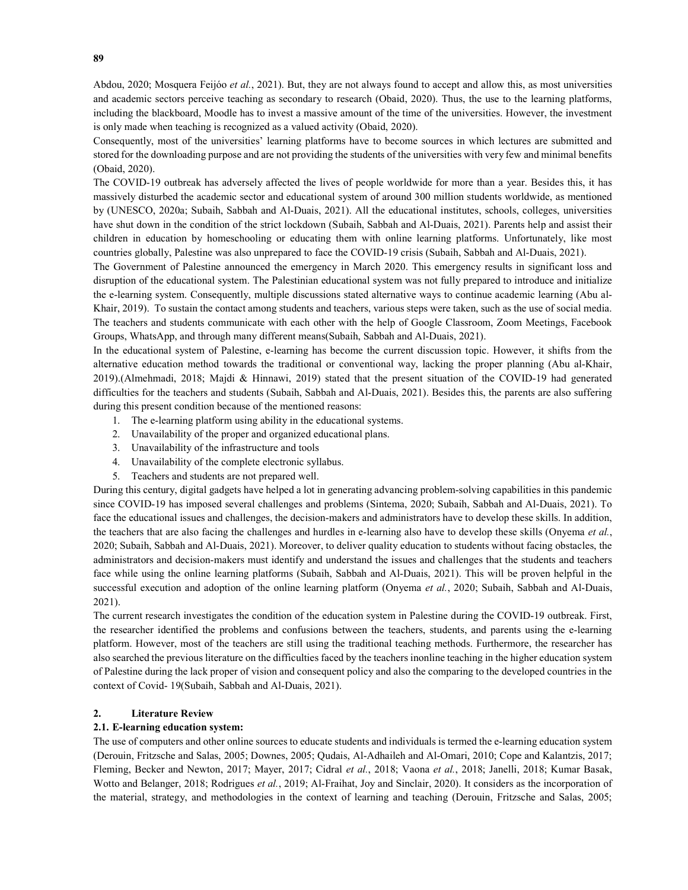Abdou, 2020; Mosquera Feijóo *et al.*, 2021). But, they are not always found to accept and allow this, as most universities and academic sectors perceive teaching as secondary to research (Obaid, 2020). Thus, the use to the learning platforms, including the blackboard, Moodle has to invest a massive amount of the time of the universities. However, the investment is only made when teaching is recognized as a valued activity (Obaid, 2020).

Consequently, most of the universities' learning platforms have to become sources in which lectures are submitted and stored for the downloading purpose and are not providing the students of the universities with very few and minimal benefits (Obaid, 2020).

The COVID-19 outbreak has adversely affected the lives of people worldwide for more than a year. Besides this, it has massively disturbed the academic sector and educational system of around 300 million students worldwide, as mentioned by (UNESCO, 2020a; Subaih, Sabbah and Al-Duais, 2021). All the educational institutes, schools, colleges, universities have shut down in the condition of the strict lockdown (Subaih, Sabbah and Al-Duais, 2021). Parents help and assist their children in education by homeschooling or educating them with online learning platforms. Unfortunately, like most countries globally, Palestine was also unprepared to face the COVID-19 crisis (Subaih, Sabbah and Al-Duais, 2021).

The Government of Palestine announced the emergency in March 2020. This emergency results in significant loss and disruption of the educational system. The Palestinian educational system was not fully prepared to introduce and initialize the e-learning system. Consequently, multiple discussions stated alternative ways to continue academic learning (Abu al-Khair, 2019). To sustain the contact among students and teachers, various steps were taken, such as the use of social media. The teachers and students communicate with each other with the help of Google Classroom, Zoom Meetings, Facebook Groups, WhatsApp, and through many different means(Subaih, Sabbah and Al-Duais, 2021).

In the educational system of Palestine, e-learning has become the current discussion topic. However, it shifts from the alternative education method towards the traditional or conventional way, lacking the proper planning (Abu al-Khair, 2019).(Almehmadi, 2018; Majdi & Hinnawi, 2019) stated that the present situation of the COVID-19 had generated difficulties for the teachers and students (Subaih, Sabbah and Al-Duais, 2021). Besides this, the parents are also suffering during this present condition because of the mentioned reasons:

1. The e-learning platform using ability in the educational systems.
2. Unavailability of the proper and organized educational plans.
3. Unavailability of the infrastructure and tools
4. Unavailability of the complete electronic syllabus.
5. Teachers and students are not prepared well.

During this century, digital gadgets have helped a lot in generating advancing problem-solving capabilities in this pandemic since COVID-19 has imposed several challenges and problems (Sintema, 2020; Subaih, Sabbah and Al-Duais, 2021). To face the educational issues and challenges, the decision-makers and administrators have to develop these skills. In addition, the teachers that are also facing the challenges and hurdles in e-learning also have to develop these skills (Onyema *et al.*, 2020; Subaih, Sabbah and Al-Duais, 2021). Moreover, to deliver quality education to students without facing obstacles, the administrators and decision-makers must identify and understand the issues and challenges that the students and teachers face while using the online learning platforms (Subaih, Sabbah and Al-Duais, 2021). This will be proven helpful in the successful execution and adoption of the online learning platform (Onyema *et al.*, 2020; Subaih, Sabbah and Al-Duais, 2021).

The current research investigates the condition of the education system in Palestine during the COVID-19 outbreak. First, the researcher identified the problems and confusions between the teachers, students, and parents using the e-learning platform. However, most of the teachers are still using the traditional teaching methods. Furthermore, the researcher has also searched the previous literature on the difficulties faced by the teachers inonline teaching in the higher education system of Palestine during the lack proper of vision and consequent policy and also the comparing to the developed countries in the context of Covid- 19(Subaih, Sabbah and Al-Duais, 2021).

## 2. Literature Review

### 2.1. E-learning education system:

The use of computers and other online sources to educate students and individuals is termed the e-learning education system (Derouin, Fritzsche and Salas, 2005; Downes, 2005; Qudais, Al-Adhaileh and Al-Omari, 2010; Cope and Kalantzis, 2017; Fleming, Becker and Newton, 2017; Mayer, 2017; Cidral *et al.*, 2018; Vaona *et al.*, 2018; Janelli, 2018; Kumar Basak, Wotto and Belanger, 2018; Rodrigues *et al.*, 2019; Al-Fraihat, Joy and Sinclair, 2020). It considers as the incorporation of the material, strategy, and methodologies in the context of learning and teaching (Derouin, Fritzsche and Salas, 2005;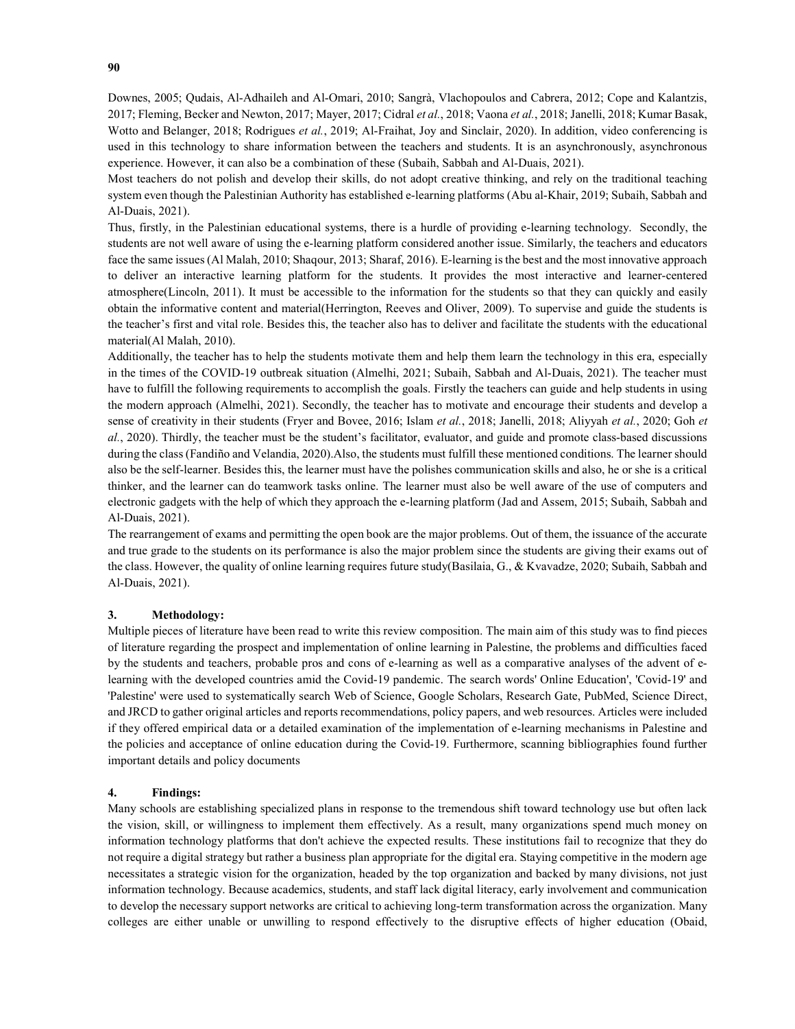Downes, 2005; Qudais, Al-Adhaileh and Al-Omari, 2010; Sangrà, Vlachopoulos and Cabrera, 2012; Cope and Kalantzis, 2017; Fleming, Becker and Newton, 2017; Mayer, 2017; Cidral *et al.*, 2018; Vaona *et al.*, 2018; Janelli, 2018; Kumar Basak, Wotto and Belanger, 2018; Rodrigues *et al.*, 2019; Al-Fraihat, Joy and Sinclair, 2020). In addition, video conferencing is used in this technology to share information between the teachers and students. It is an asynchronously, asynchronous experience. However, it can also be a combination of these (Subaih, Sabbah and Al-Duais, 2021).

Most teachers do not polish and develop their skills, do not adopt creative thinking, and rely on the traditional teaching system even though the Palestinian Authority has established e-learning platforms (Abu al-Khair, 2019; Subaih, Sabbah and Al-Duais, 2021).

Thus, firstly, in the Palestinian educational systems, there is a hurdle of providing e-learning technology. Secondly, the students are not well aware of using the e-learning platform considered another issue. Similarly, the teachers and educators face the same issues (Al Malah, 2010; Shaqour, 2013; Sharaf, 2016). E-learning is the best and the most innovative approach to deliver an interactive learning platform for the students. It provides the most interactive and learner-centered atmosphere(Lincoln, 2011). It must be accessible to the information for the students so that they can quickly and easily obtain the informative content and material(Herrington, Reeves and Oliver, 2009). To supervise and guide the students is the teacher's first and vital role. Besides this, the teacher also has to deliver and facilitate the students with the educational material(Al Malah, 2010).

Additionally, the teacher has to help the students motivate them and help them learn the technology in this era, especially in the times of the COVID-19 outbreak situation (Almelhi, 2021; Subaih, Sabbah and Al-Duais, 2021). The teacher must have to fulfill the following requirements to accomplish the goals. Firstly the teachers can guide and help students in using the modern approach (Almelhi, 2021). Secondly, the teacher has to motivate and encourage their students and develop a sense of creativity in their students (Fryer and Bovee, 2016; Islam *et al.*, 2018; Janelli, 2018; Aliyyah *et al.*, 2020; Goh *et al.*, 2020). Thirdly, the teacher must be the student's facilitator, evaluator, and guide and promote class-based discussions during the class (Fandiño and Velandia, 2020).Also, the students must fulfill these mentioned conditions. The learner should also be the self-learner. Besides this, the learner must have the polishes communication skills and also, he or she is a critical thinker, and the learner can do teamwork tasks online. The learner must also be well aware of the use of computers and electronic gadgets with the help of which they approach the e-learning platform (Jad and Assem, 2015; Subaih, Sabbah and Al-Duais, 2021).

The rearrangement of exams and permitting the open book are the major problems. Out of them, the issuance of the accurate and true grade to the students on its performance is also the major problem since the students are giving their exams out of the class. However, the quality of online learning requires future study(Basilaia, G., & Kvavadze, 2020; Subaih, Sabbah and Al-Duais, 2021).

## 3. Methodology:

Multiple pieces of literature have been read to write this review composition. The main aim of this study was to find pieces of literature regarding the prospect and implementation of online learning in Palestine, the problems and difficulties faced by the students and teachers, probable pros and cons of e-learning as well as a comparative analyses of the advent of e-learning with the developed countries amid the Covid-19 pandemic. The search words' Online Education', 'Covid-19' and 'Palestine' were used to systematically search Web of Science, Google Scholars, Research Gate, PubMed, Science Direct, and JRCD to gather original articles and reports recommendations, policy papers, and web resources. Articles were included if they offered empirical data or a detailed examination of the implementation of e-learning mechanisms in Palestine and the policies and acceptance of online education during the Covid-19. Furthermore, scanning bibliographies found further important details and policy documents

## 4. Findings:

Many schools are establishing specialized plans in response to the tremendous shift toward technology use but often lack the vision, skill, or willingness to implement them effectively. As a result, many organizations spend much money on information technology platforms that don't achieve the expected results. These institutions fail to recognize that they do not require a digital strategy but rather a business plan appropriate for the digital era. Staying competitive in the modern age necessitates a strategic vision for the organization, headed by the top organization and backed by many divisions, not just information technology. Because academics, students, and staff lack digital literacy, early involvement and communication to develop the necessary support networks are critical to achieving long-term transformation across the organization. Many colleges are either unable or unwilling to respond effectively to the disruptive effects of higher education (Obaid,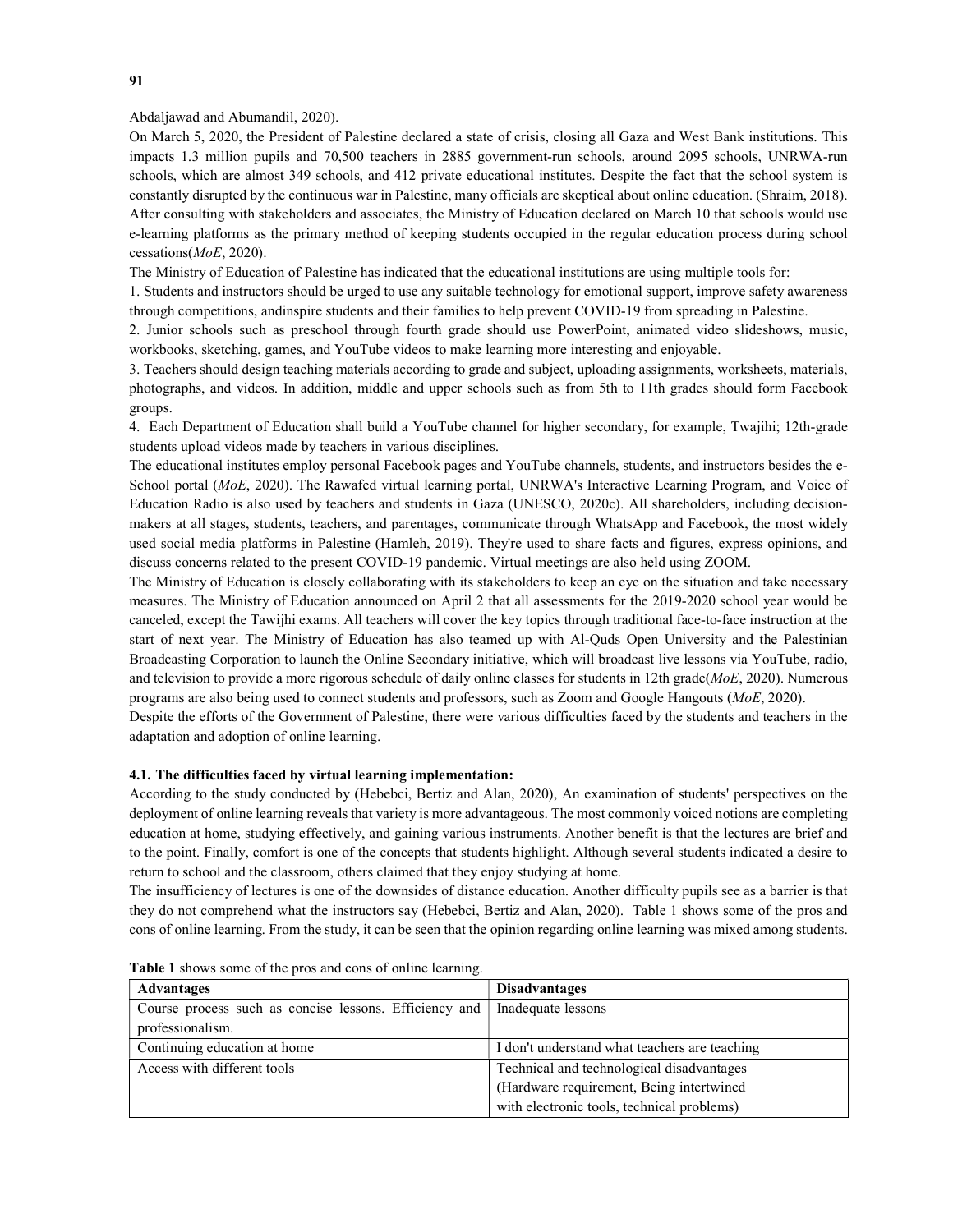Abdaljawad and Abumandil, 2020).

On March 5, 2020, the President of Palestine declared a state of crisis, closing all Gaza and West Bank institutions. This impacts 1.3 million pupils and 70,500 teachers in 2885 government-run schools, around 2095 schools, UNRWA-run schools, which are almost 349 schools, and 412 private educational institutes. Despite the fact that the school system is constantly disrupted by the continuous war in Palestine, many officials are skeptical about online education. (Shraim, 2018). After consulting with stakeholders and associates, the Ministry of Education declared on March 10 that schools would use e-learning platforms as the primary method of keeping students occupied in the regular education process during school cessations(*MoE*, 2020).

The Ministry of Education of Palestine has indicated that the educational institutions are using multiple tools for:

1. Students and instructors should be urged to use any suitable technology for emotional support, improve safety awareness through competitions, andinspire students and their families to help prevent COVID-19 from spreading in Palestine.
2. Junior schools such as preschool through fourth grade should use PowerPoint, animated video slideshows, music, workbooks, sketching, games, and YouTube videos to make learning more interesting and enjoyable.
3. Teachers should design teaching materials according to grade and subject, uploading assignments, worksheets, materials, photographs, and videos. In addition, middle and upper schools such as from 5th to 11th grades should form Facebook groups.
4. Each Department of Education shall build a YouTube channel for higher secondary, for example, Twajihi; 12th-grade students upload videos made by teachers in various disciplines.

The educational institutes employ personal Facebook pages and YouTube channels, students, and instructors besides the e-School portal (*MoE*, 2020). The Rawafed virtual learning portal, UNRWA's Interactive Learning Program, and Voice of Education Radio is also used by teachers and students in Gaza (UNESCO, 2020c). All shareholders, including decision-makers at all stages, students, teachers, and parentages, communicate through WhatsApp and Facebook, the most widely used social media platforms in Palestine (Hamleh, 2019). They're used to share facts and figures, express opinions, and discuss concerns related to the present COVID-19 pandemic. Virtual meetings are also held using ZOOM.

The Ministry of Education is closely collaborating with its stakeholders to keep an eye on the situation and take necessary measures. The Ministry of Education announced on April 2 that all assessments for the 2019-2020 school year would be canceled, except the Tawjihi exams. All teachers will cover the key topics through traditional face-to-face instruction at the start of next year. The Ministry of Education has also teamed up with Al-Quds Open University and the Palestinian Broadcasting Corporation to launch the Online Secondary initiative, which will broadcast live lessons via YouTube, radio, and television to provide a more rigorous schedule of daily online classes for students in 12th grade(*MoE*, 2020). Numerous programs are also being used to connect students and professors, such as Zoom and Google Hangouts (*MoE*, 2020).

Despite the efforts of the Government of Palestine, there were various difficulties faced by the students and teachers in the adaptation and adoption of online learning.

### 4.1. The difficulties faced by virtual learning implementation:

According to the study conducted by (Hebebci, Bertiz and Alan, 2020), An examination of students' perspectives on the deployment of online learning reveals that variety is more advantageous. The most commonly voiced notions are completing education at home, studying effectively, and gaining various instruments. Another benefit is that the lectures are brief and to the point. Finally, comfort is one of the concepts that students highlight. Although several students indicated a desire to return to school and the classroom, others claimed that they enjoy studying at home.

The insufficiency of lectures is one of the downsides of distance education. Another difficulty pupils see as a barrier is that they do not comprehend what the instructors say (Hebebci, Bertiz and Alan, 2020). Table 1 shows some of the pros and cons of online learning. From the study, it can be seen that the opinion regarding online learning was mixed among students.

**Table 1** shows some of the pros and cons of online learning.

| Advantages | Disadvantages |
|---|---|
| Course process such as concise lessons. Efficiency and professionalism. | Inadequate lessons |
| Continuing education at home | I don't understand what teachers are teaching |
| Access with different tools | Technical and technological disadvantages (Hardware requirement, Being intertwined with electronic tools, technical problems) |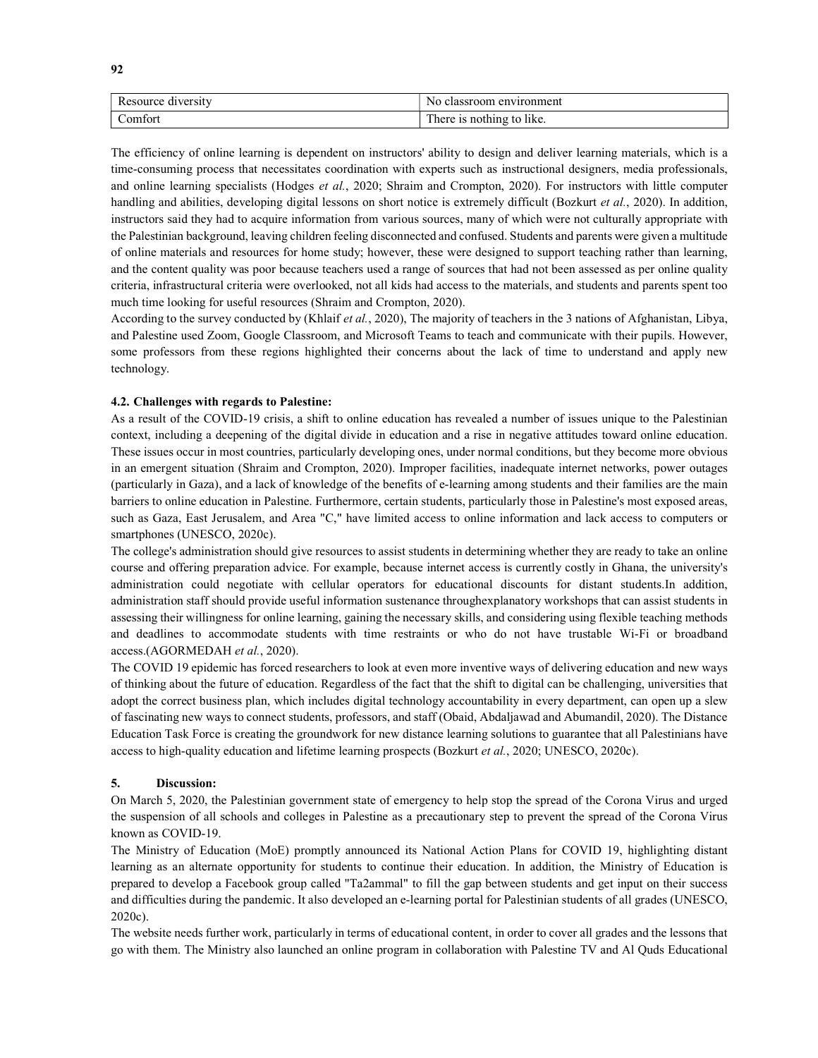| Resource diversity | No classroom environment |
| --- | --- |
| Comfort | There is nothing to like. |

The efficiency of online learning is dependent on instructors' ability to design and deliver learning materials, which is a time-consuming process that necessitates coordination with experts such as instructional designers, media professionals, and online learning specialists (Hodges *et al.*, 2020; Shraim and Crompton, 2020). For instructors with little computer handling and abilities, developing digital lessons on short notice is extremely difficult (Bozkurt *et al.*, 2020). In addition, instructors said they had to acquire information from various sources, many of which were not culturally appropriate with the Palestinian background, leaving children feeling disconnected and confused. Students and parents were given a multitude of online materials and resources for home study; however, these were designed to support teaching rather than learning, and the content quality was poor because teachers used a range of sources that had not been assessed as per online quality criteria, infrastructural criteria were overlooked, not all kids had access to the materials, and students and parents spent too much time looking for useful resources (Shraim and Crompton, 2020).

According to the survey conducted by (Khlaif *et al.*, 2020), The majority of teachers in the 3 nations of Afghanistan, Libya, and Palestine used Zoom, Google Classroom, and Microsoft Teams to teach and communicate with their pupils. However, some professors from these regions highlighted their concerns about the lack of time to understand and apply new technology.

### 4.2. Challenges with regards to Palestine:

As a result of the COVID-19 crisis, a shift to online education has revealed a number of issues unique to the Palestinian context, including a deepening of the digital divide in education and a rise in negative attitudes toward online education. These issues occur in most countries, particularly developing ones, under normal conditions, but they become more obvious in an emergent situation (Shraim and Crompton, 2020). Improper facilities, inadequate internet networks, power outages (particularly in Gaza), and a lack of knowledge of the benefits of e-learning among students and their families are the main barriers to online education in Palestine. Furthermore, certain students, particularly those in Palestine's most exposed areas, such as Gaza, East Jerusalem, and Area "C," have limited access to online information and lack access to computers or smartphones (UNESCO, 2020c).

The college's administration should give resources to assist students in determining whether they are ready to take an online course and offering preparation advice. For example, because internet access is currently costly in Ghana, the university's administration could negotiate with cellular operators for educational discounts for distant students.In addition, administration staff should provide useful information sustenance throughexplanatory workshops that can assist students in assessing their willingness for online learning, gaining the necessary skills, and considering using flexible teaching methods and deadlines to accommodate students with time restraints or who do not have trustable Wi-Fi or broadband access.(AGORMEDAH *et al.*, 2020).

The COVID 19 epidemic has forced researchers to look at even more inventive ways of delivering education and new ways of thinking about the future of education. Regardless of the fact that the shift to digital can be challenging, universities that adopt the correct business plan, which includes digital technology accountability in every department, can open up a slew of fascinating new ways to connect students, professors, and staff (Obaid, Abdaljawad and Abumandil, 2020). The Distance Education Task Force is creating the groundwork for new distance learning solutions to guarantee that all Palestinians have access to high-quality education and lifetime learning prospects (Bozkurt *et al.*, 2020; UNESCO, 2020c).

## 5. Discussion:

On March 5, 2020, the Palestinian government state of emergency to help stop the spread of the Corona Virus and urged the suspension of all schools and colleges in Palestine as a precautionary step to prevent the spread of the Corona Virus known as COVID-19.

The Ministry of Education (MoE) promptly announced its National Action Plans for COVID 19, highlighting distant learning as an alternate opportunity for students to continue their education. In addition, the Ministry of Education is prepared to develop a Facebook group called "Ta2ammal" to fill the gap between students and get input on their success and difficulties during the pandemic. It also developed an e-learning portal for Palestinian students of all grades (UNESCO, 2020c).

The website needs further work, particularly in terms of educational content, in order to cover all grades and the lessons that go with them. The Ministry also launched an online program in collaboration with Palestine TV and Al Quds Educational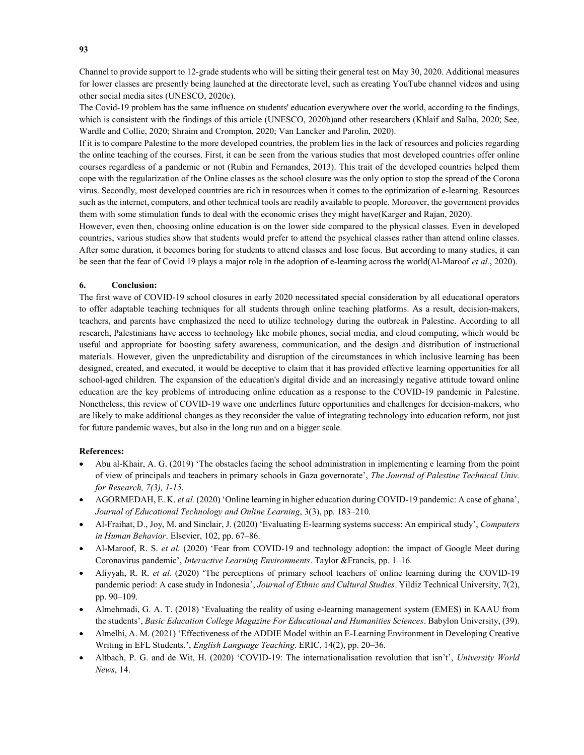Channel to provide support to 12-grade students who will be sitting their general test on May 30, 2020. Additional measures for lower classes are presently being launched at the directorate level, such as creating YouTube channel videos and using other social media sites (UNESCO, 2020c).

The Covid-19 problem has the same influence on students' education everywhere over the world, according to the findings, which is consistent with the findings of this article (UNESCO, 2020b)and other researchers (Khlaif and Salha, 2020; See, Wardle and Collie, 2020; Shraim and Crompton, 2020; Van Lancker and Parolin, 2020).

If it is to compare Palestine to the more developed countries, the problem lies in the lack of resources and policies regarding the online teaching of the courses. First, it can be seen from the various studies that most developed countries offer online courses regardless of a pandemic or not (Rubin and Fernandes, 2013). This trait of the developed countries helped them cope with the regularization of the Online classes as the school closure was the only option to stop the spread of the Corona virus. Secondly, most developed countries are rich in resources when it comes to the optimization of e-learning. Resources such as the internet, computers, and other technical tools are readily available to people. Moreover, the government provides them with some stimulation funds to deal with the economic crises they might have(Karger and Rajan, 2020).

However, even then, choosing online education is on the lower side compared to the physical classes. Even in developed countries, various studies show that students would prefer to attend the psychical classes rather than attend online classes. After some duration, it becomes boring for students to attend classes and lose focus. But according to many studies, it can be seen that the fear of Covid 19 plays a major role in the adoption of e-learning across the world(Al-Maroof *et al.*, 2020).

## 6. Conclusion:

The first wave of COVID-19 school closures in early 2020 necessitated special consideration by all educational operators to offer adaptable teaching techniques for all students through online teaching platforms. As a result, decision-makers, teachers, and parents have emphasized the need to utilize technology during the outbreak in Palestine. According to all research, Palestinians have access to technology like mobile phones, social media, and cloud computing, which would be useful and appropriate for boosting safety awareness, communication, and the design and distribution of instructional materials. However, given the unpredictability and disruption of the circumstances in which inclusive learning has been designed, created, and executed, it would be deceptive to claim that it has provided effective learning opportunities for all school-aged children. The expansion of the education's digital divide and an increasingly negative attitude toward online education are the key problems of introducing online education as a response to the COVID-19 pandemic in Palestine. Nonetheless, this review of COVID-19 wave one underlines future opportunities and challenges for decision-makers, who are likely to make additional changes as they reconsider the value of integrating technology into education reform, not just for future pandemic waves, but also in the long run and on a bigger scale.

## References:

- Abu al-Khair, A. G. (2019) 'The obstacles facing the school administration in implementing e learning from the point of view of principals and teachers in primary schools in Gaza governorate', *The Journal of Palestine Technical Univ. for Research, 7(3), 1-15*.
- AGORMEDAH, E. K. *et al.* (2020) 'Online learning in higher education during COVID-19 pandemic: A case of ghana', *Journal of Educational Technology and Online Learning*, 3(3), pp. 183–210.
- Al-Fraihat, D., Joy, M. and Sinclair, J. (2020) 'Evaluating E-learning systems success: An empirical study', *Computers in Human Behavior*. Elsevier, 102, pp. 67–86.
- Al-Maroof, R. S. *et al.* (2020) 'Fear from COVID-19 and technology adoption: the impact of Google Meet during Coronavirus pandemic', *Interactive Learning Environments*. Taylor &Francis, pp. 1–16.
- Aliyyah, R. R. *et al.* (2020) 'The perceptions of primary school teachers of online learning during the COVID-19 pandemic period: A case study in Indonesia', *Journal of Ethnic and Cultural Studies*. Yildiz Technical University, 7(2), pp. 90–109.
- Almehmadi, G. A. T. (2018) 'Evaluating the reality of using e-learning management system (EMES) in KAAU from the students', *Basic Education College Magazine For Educational and Humanities Sciences*. Babylon University, (39).
- Almelhi, A. M. (2021) 'Effectiveness of the ADDIE Model within an E-Learning Environment in Developing Creative Writing in EFL Students.', *English Language Teaching*. ERIC, 14(2), pp. 20–36.
- Altbach, P. G. and de Wit, H. (2020) 'COVID-19: The internationalisation revolution that isn't', *University World News*, 14.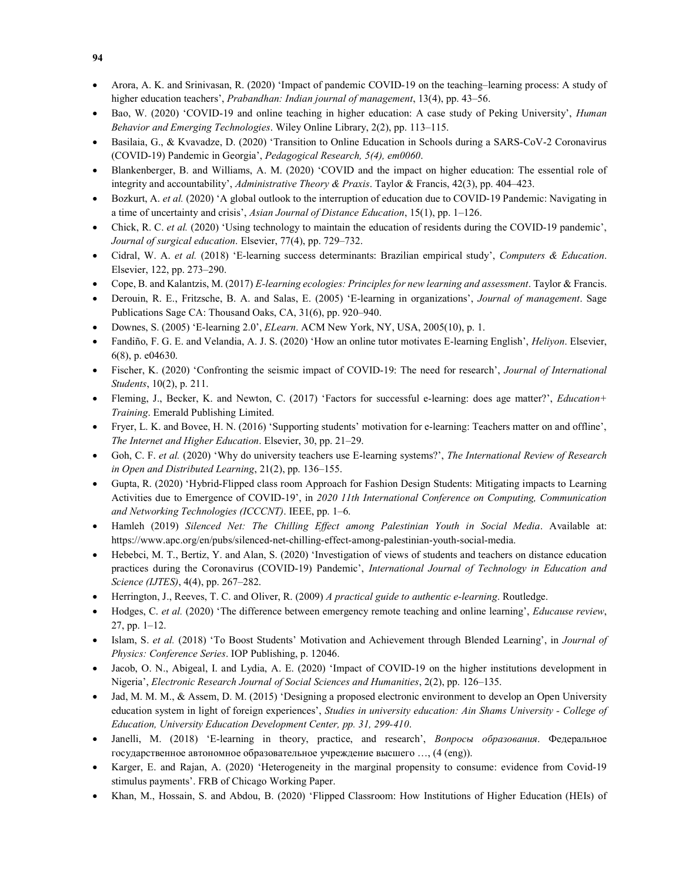- Arora, A. K. and Srinivasan, R. (2020) 'Impact of pandemic COVID-19 on the teaching–learning process: A study of higher education teachers', *Prabandhan: Indian journal of management*, 13(4), pp. 43–56.
- Bao, W. (2020) 'COVID-19 and online teaching in higher education: A case study of Peking University', *Human Behavior and Emerging Technologies*. Wiley Online Library, 2(2), pp. 113–115.
- Basilaia, G., & Kvavadze, D. (2020) 'Transition to Online Education in Schools during a SARS-CoV-2 Coronavirus (COVID-19) Pandemic in Georgia', *Pedagogical Research, 5(4), em0060*.
- Blankenberger, B. and Williams, A. M. (2020) 'COVID and the impact on higher education: The essential role of integrity and accountability', *Administrative Theory & Praxis*. Taylor & Francis, 42(3), pp. 404–423.
- Bozkurt, A. *et al.* (2020) 'A global outlook to the interruption of education due to COVID-19 Pandemic: Navigating in a time of uncertainty and crisis', *Asian Journal of Distance Education*, 15(1), pp. 1–126.
- Chick, R. C. *et al.* (2020) 'Using technology to maintain the education of residents during the COVID-19 pandemic', *Journal of surgical education*. Elsevier, 77(4), pp. 729–732.
- Cidral, W. A. *et al.* (2018) 'E-learning success determinants: Brazilian empirical study', *Computers & Education*. Elsevier, 122, pp. 273–290.
- Cope, B. and Kalantzis, M. (2017) *E-learning ecologies: Principles for new learning and assessment*. Taylor & Francis.
- Derouin, R. E., Fritzsche, B. A. and Salas, E. (2005) 'E-learning in organizations', *Journal of management*. Sage Publications Sage CA: Thousand Oaks, CA, 31(6), pp. 920–940.
- Downes, S. (2005) 'E-learning 2.0', *ELearn*. ACM New York, NY, USA, 2005(10), p. 1.
- Fandiño, F. G. E. and Velandia, A. J. S. (2020) 'How an online tutor motivates E-learning English', *Heliyon*. Elsevier, 6(8), p. e04630.
- Fischer, K. (2020) 'Confronting the seismic impact of COVID-19: The need for research', *Journal of International Students*, 10(2), p. 211.
- Fleming, J., Becker, K. and Newton, C. (2017) 'Factors for successful e-learning: does age matter?', *Education+ Training*. Emerald Publishing Limited.
- Fryer, L. K. and Bovee, H. N. (2016) 'Supporting students' motivation for e-learning: Teachers matter on and offline', *The Internet and Higher Education*. Elsevier, 30, pp. 21–29.
- Goh, C. F. *et al.* (2020) 'Why do university teachers use E-learning systems?', *The International Review of Research in Open and Distributed Learning*, 21(2), pp. 136–155.
- Gupta, R. (2020) 'Hybrid-Flipped class room Approach for Fashion Design Students: Mitigating impacts to Learning Activities due to Emergence of COVID-19', in *2020 11th International Conference on Computing, Communication and Networking Technologies (ICCCNT)*. IEEE, pp. 1–6.
- Hamleh (2019) *Silenced Net: The Chilling Effect among Palestinian Youth in Social Media*. Available at: https://www.apc.org/en/pubs/silenced-net-chilling-effect-among-palestinian-youth-social-media.
- Hebebci, M. T., Bertiz, Y. and Alan, S. (2020) 'Investigation of views of students and teachers on distance education practices during the Coronavirus (COVID-19) Pandemic', *International Journal of Technology in Education and Science (IJTES)*, 4(4), pp. 267–282.
- Herrington, J., Reeves, T. C. and Oliver, R. (2009) *A practical guide to authentic e-learning*. Routledge.
- Hodges, C. *et al.* (2020) 'The difference between emergency remote teaching and online learning', *Educause review*, 27, pp. 1–12.
- Islam, S. *et al.* (2018) 'To Boost Students' Motivation and Achievement through Blended Learning', in *Journal of Physics: Conference Series*. IOP Publishing, p. 12046.
- Jacob, O. N., Abigeal, I. and Lydia, A. E. (2020) 'Impact of COVID-19 on the higher institutions development in Nigeria', *Electronic Research Journal of Social Sciences and Humanities*, 2(2), pp. 126–135.
- Jad, M. M. M., & Assem, D. M. (2015) 'Designing a proposed electronic environment to develop an Open University education system in light of foreign experiences', *Studies in university education: Ain Shams University - College of Education, University Education Development Center, pp. 31, 299-410*.
- Janelli, M. (2018) 'E-learning in theory, practice, and research', *Вопросы образования*. Федеральное государственное автономное образовательное учреждение высшего …, (4 (eng)).
- Karger, E. and Rajan, A. (2020) 'Heterogeneity in the marginal propensity to consume: evidence from Covid-19 stimulus payments'. FRB of Chicago Working Paper.
- Khan, M., Hossain, S. and Abdou, B. (2020) 'Flipped Classroom: How Institutions of Higher Education (HEIs) of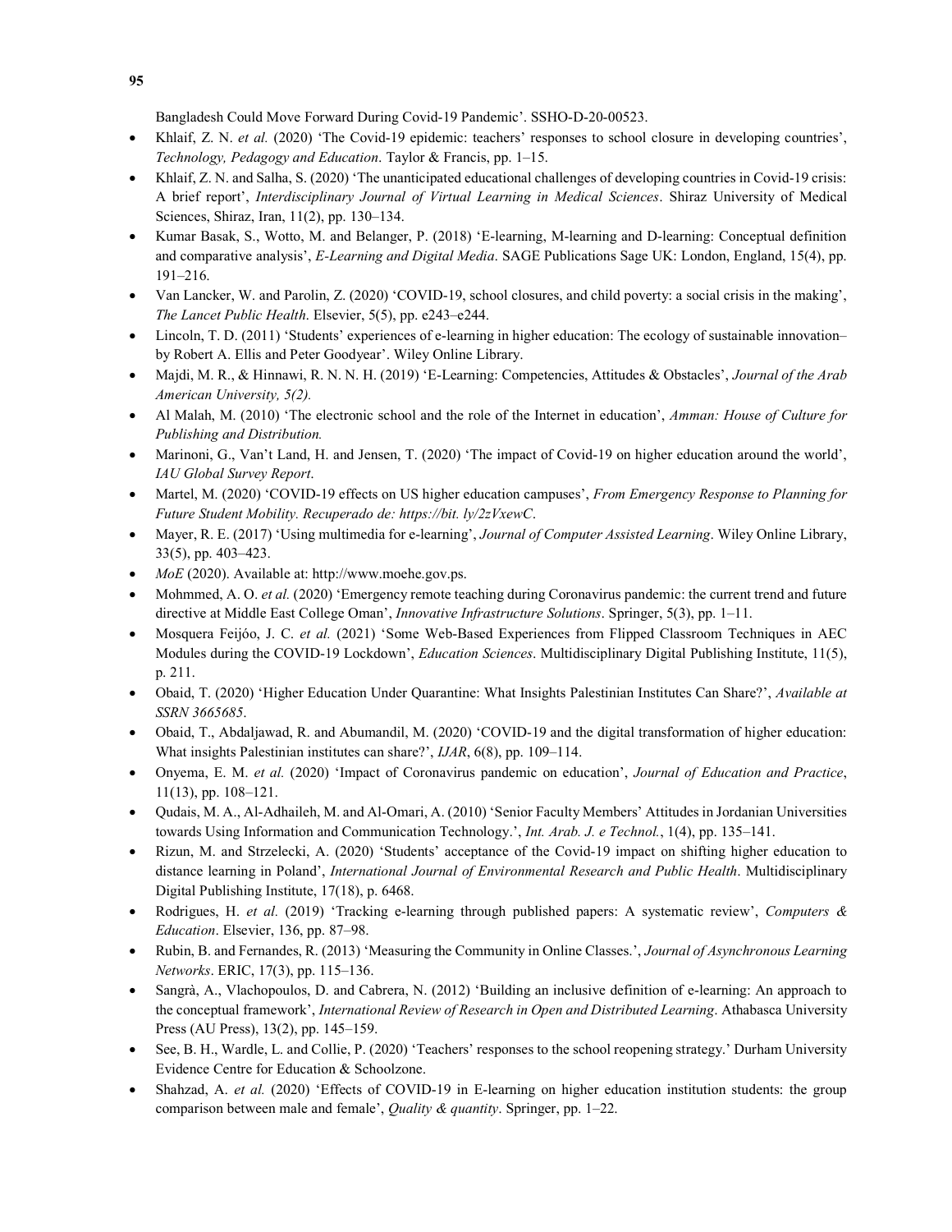Bangladesh Could Move Forward During Covid-19 Pandemic'. SSHO-D-20-00523.

- Khlaif, Z. N. *et al.* (2020) 'The Covid-19 epidemic: teachers' responses to school closure in developing countries', *Technology, Pedagogy and Education*. Taylor & Francis, pp. 1–15.
- Khlaif, Z. N. and Salha, S. (2020) 'The unanticipated educational challenges of developing countries in Covid-19 crisis: A brief report', *Interdisciplinary Journal of Virtual Learning in Medical Sciences*. Shiraz University of Medical Sciences, Shiraz, Iran, 11(2), pp. 130–134.
- Kumar Basak, S., Wotto, M. and Belanger, P. (2018) 'E-learning, M-learning and D-learning: Conceptual definition and comparative analysis', *E-Learning and Digital Media*. SAGE Publications Sage UK: London, England, 15(4), pp. 191–216.
- Van Lancker, W. and Parolin, Z. (2020) 'COVID-19, school closures, and child poverty: a social crisis in the making', *The Lancet Public Health*. Elsevier, 5(5), pp. e243–e244.
- Lincoln, T. D. (2011) 'Students' experiences of e-learning in higher education: The ecology of sustainable innovation–by Robert A. Ellis and Peter Goodyear'. Wiley Online Library.
- Majdi, M. R., & Hinnawi, R. N. N. H. (2019) 'E-Learning: Competencies, Attitudes & Obstacles', *Journal of the Arab American University, 5(2).*
- Al Malah, M. (2010) 'The electronic school and the role of the Internet in education', *Amman: House of Culture for Publishing and Distribution.*
- Marinoni, G., Van't Land, H. and Jensen, T. (2020) 'The impact of Covid-19 on higher education around the world', *IAU Global Survey Report*.
- Martel, M. (2020) 'COVID-19 effects on US higher education campuses', *From Emergency Response to Planning for Future Student Mobility. Recuperado de: https://bit. ly/2zVxewC*.
- Mayer, R. E. (2017) 'Using multimedia for e-learning', *Journal of Computer Assisted Learning*. Wiley Online Library, 33(5), pp. 403–423.
- *MoE* (2020). Available at: http://www.moehe.gov.ps.
- Mohmmed, A. O. *et al.* (2020) 'Emergency remote teaching during Coronavirus pandemic: the current trend and future directive at Middle East College Oman', *Innovative Infrastructure Solutions*. Springer, 5(3), pp. 1–11.
- Mosquera Feijóo, J. C. *et al.* (2021) 'Some Web-Based Experiences from Flipped Classroom Techniques in AEC Modules during the COVID-19 Lockdown', *Education Sciences*. Multidisciplinary Digital Publishing Institute, 11(5), p. 211.
- Obaid, T. (2020) 'Higher Education Under Quarantine: What Insights Palestinian Institutes Can Share?', *Available at SSRN 3665685*.
- Obaid, T., Abdaljawad, R. and Abumandil, M. (2020) 'COVID-19 and the digital transformation of higher education: What insights Palestinian institutes can share?', *IJAR*, 6(8), pp. 109–114.
- Onyema, E. M. *et al.* (2020) 'Impact of Coronavirus pandemic on education', *Journal of Education and Practice*, 11(13), pp. 108–121.
- Qudais, M. A., Al-Adhaileh, M. and Al-Omari, A. (2010) 'Senior Faculty Members' Attitudes in Jordanian Universities towards Using Information and Communication Technology.', *Int. Arab. J. e Technol.*, 1(4), pp. 135–141.
- Rizun, M. and Strzelecki, A. (2020) 'Students' acceptance of the Covid-19 impact on shifting higher education to distance learning in Poland', *International Journal of Environmental Research and Public Health*. Multidisciplinary Digital Publishing Institute, 17(18), p. 6468.
- Rodrigues, H. *et al.* (2019) 'Tracking e-learning through published papers: A systematic review', *Computers & Education*. Elsevier, 136, pp. 87–98.
- Rubin, B. and Fernandes, R. (2013) 'Measuring the Community in Online Classes.', *Journal of Asynchronous Learning Networks*. ERIC, 17(3), pp. 115–136.
- Sangrà, A., Vlachopoulos, D. and Cabrera, N. (2012) 'Building an inclusive definition of e-learning: An approach to the conceptual framework', *International Review of Research in Open and Distributed Learning*. Athabasca University Press (AU Press), 13(2), pp. 145–159.
- See, B. H., Wardle, L. and Collie, P. (2020) 'Teachers' responses to the school reopening strategy.' Durham University Evidence Centre for Education & Schoolzone.
- Shahzad, A. *et al.* (2020) 'Effects of COVID-19 in E-learning on higher education institution students: the group comparison between male and female', *Quality & quantity*. Springer, pp. 1–22.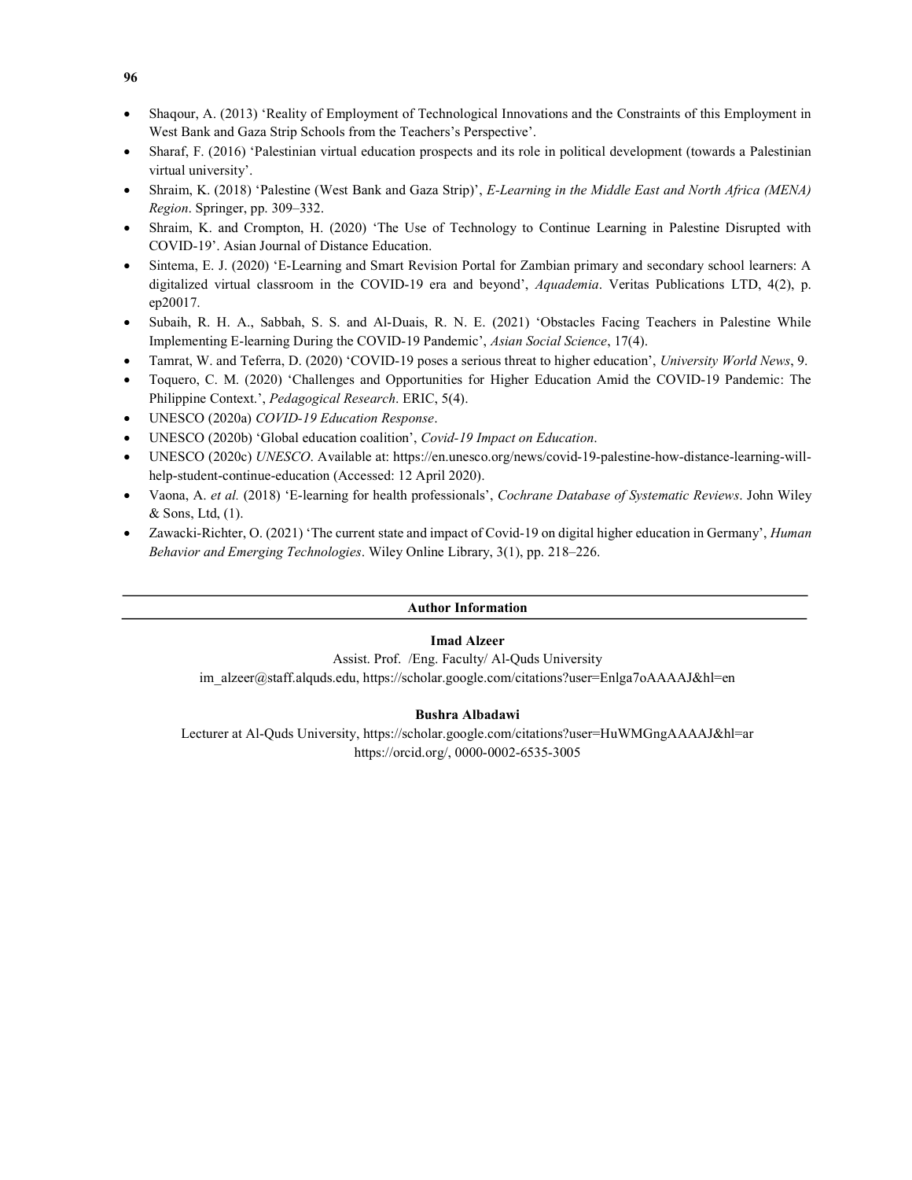- Shaqour, A. (2013) 'Reality of Employment of Technological Innovations and the Constraints of this Employment in West Bank and Gaza Strip Schools from the Teachers's Perspective'.
- Sharaf, F. (2016) 'Palestinian virtual education prospects and its role in political development (towards a Palestinian virtual university'.
- Shraim, K. (2018) 'Palestine (West Bank and Gaza Strip)', *E-Learning in the Middle East and North Africa (MENA) Region*. Springer, pp. 309–332.
- Shraim, K. and Crompton, H. (2020) 'The Use of Technology to Continue Learning in Palestine Disrupted with COVID-19'. Asian Journal of Distance Education.
- Sintema, E. J. (2020) 'E-Learning and Smart Revision Portal for Zambian primary and secondary school learners: A digitalized virtual classroom in the COVID-19 era and beyond', *Aquademia*. Veritas Publications LTD, 4(2), p. ep20017.
- Subaih, R. H. A., Sabbah, S. S. and Al-Duais, R. N. E. (2021) 'Obstacles Facing Teachers in Palestine While Implementing E-learning During the COVID-19 Pandemic', *Asian Social Science*, 17(4).
- Tamrat, W. and Teferra, D. (2020) 'COVID-19 poses a serious threat to higher education', *University World News*, 9.
- Toquero, C. M. (2020) 'Challenges and Opportunities for Higher Education Amid the COVID-19 Pandemic: The Philippine Context.', *Pedagogical Research*. ERIC, 5(4).
- UNESCO (2020a) *COVID-19 Education Response*.
- UNESCO (2020b) 'Global education coalition', *Covid-19 Impact on Education*.
- UNESCO (2020c) *UNESCO*. Available at: https://en.unesco.org/news/covid-19-palestine-how-distance-learning-will-help-student-continue-education (Accessed: 12 April 2020).
- Vaona, A. *et al.* (2018) 'E-learning for health professionals', *Cochrane Database of Systematic Reviews*. John Wiley & Sons, Ltd, (1).
- Zawacki-Richter, O. (2021) 'The current state and impact of Covid-19 on digital higher education in Germany', *Human Behavior and Emerging Technologies*. Wiley Online Library, 3(1), pp. 218–226.

---

**Author Information**

---

**Imad Alzeer**

Assist. Prof. /Eng. Faculty/ Al-Quds University

im_alzeer@staff.alquds.edu, https://scholar.google.com/citations?user=Enlga7oAAAAJ&hl=en

**Bushra Albadawi**

Lecturer at Al-Quds University, https://scholar.google.com/citations?user=HuWMGngAAAAJ&hl=ar

https://orcid.org/, 0000-0002-6535-3005